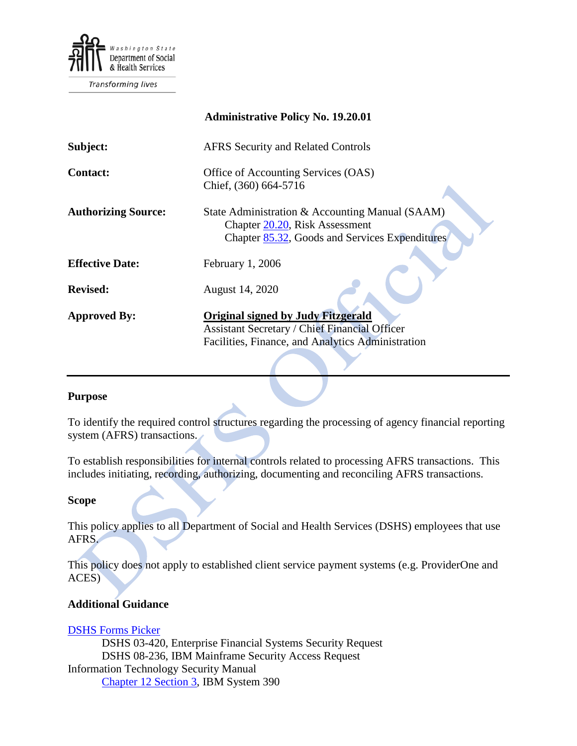Washington State Department of Social & Health Services

*Transforming lives*

**Administrative Policy No. 19.20.01**

| | |
|---|---|
| **Subject:** | AFRS Security and Related Controls |
| **Contact:** | Office of Accounting Services (OAS) Chief, (360) 664-5716 |
| **Authorizing Source:** | State Administration & Accounting Manual (SAAM) Chapter 20.20, Risk Assessment; Chapter 85.32, Goods and Services Expenditures |
| **Effective Date:** | February 1, 2006 |
| **Revised:** | August 14, 2020 |
| **Approved By:** | **Original signed by Judy Fitzgerald** Assistant Secretary / Chief Financial Officer Facilities, Finance, and Analytics Administration |

---

## Purpose

To identify the required control structures regarding the processing of agency financial reporting system (AFRS) transactions.

To establish responsibilities for internal controls related to processing AFRS transactions. This includes initiating, recording, authorizing, documenting and reconciling AFRS transactions.

## Scope

This policy applies to all Department of Social and Health Services (DSHS) employees that use AFRS.

This policy does not apply to established client service payment systems (e.g. ProviderOne and ACES)

## Additional Guidance

DSHS Forms Picker

- DSHS 03-420, Enterprise Financial Systems Security Request
- DSHS 08-236, IBM Mainframe Security Access Request

Information Technology Security Manual

- Chapter 12 Section 3, IBM System 390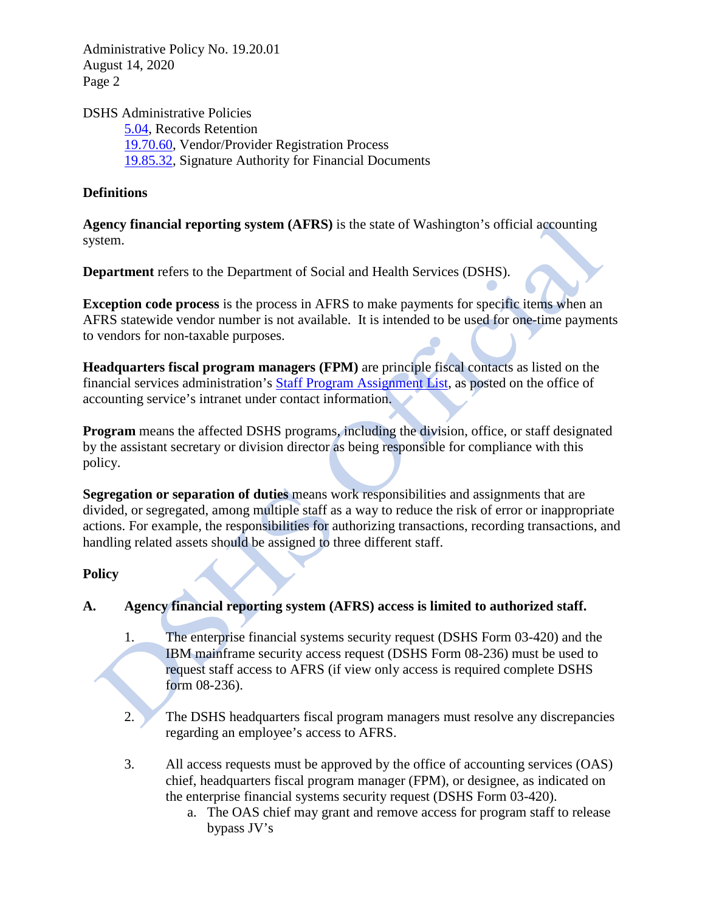DSHS Administrative Policies

- 5.04, Records Retention
- 19.70.60, Vendor/Provider Registration Process
- 19.85.32, Signature Authority for Financial Documents

**Definitions**

**Agency financial reporting system (AFRS)** is the state of Washington's official accounting system.

**Department** refers to the Department of Social and Health Services (DSHS).

**Exception code process** is the process in AFRS to make payments for specific items when an AFRS statewide vendor number is not available. It is intended to be used for one-time payments to vendors for non-taxable purposes.

**Headquarters fiscal program managers (FPM)** are principle fiscal contacts as listed on the financial services administration's Staff Program Assignment List, as posted on the office of accounting service's intranet under contact information.

**Program** means the affected DSHS programs, including the division, office, or staff designated by the assistant secretary or division director as being responsible for compliance with this policy.

**Segregation or separation of duties** means work responsibilities and assignments that are divided, or segregated, among multiple staff as a way to reduce the risk of error or inappropriate actions. For example, the responsibilities for authorizing transactions, recording transactions, and handling related assets should be assigned to three different staff.

**Policy**

**A. Agency financial reporting system (AFRS) access is limited to authorized staff.**

1. The enterprise financial systems security request (DSHS Form 03-420) and the IBM mainframe security access request (DSHS Form 08-236) must be used to request staff access to AFRS (if view only access is required complete DSHS form 08-236).

2. The DSHS headquarters fiscal program managers must resolve any discrepancies regarding an employee's access to AFRS.

3. All access requests must be approved by the office of accounting services (OAS) chief, headquarters fiscal program manager (FPM), or designee, as indicated on the enterprise financial systems security request (DSHS Form 03-420).
   a. The OAS chief may grant and remove access for program staff to release bypass JV's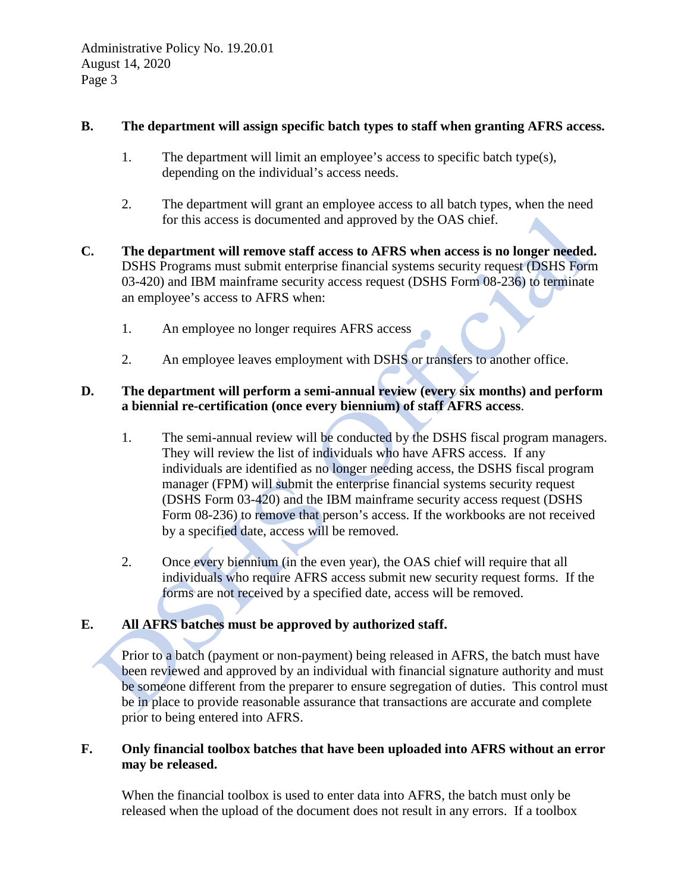**B. The department will assign specific batch types to staff when granting AFRS access.**

1. The department will limit an employee's access to specific batch type(s), depending on the individual's access needs.

2. The department will grant an employee access to all batch types, when the need for this access is documented and approved by the OAS chief.

**C. The department will remove staff access to AFRS when access is no longer needed.** DSHS Programs must submit enterprise financial systems security request (DSHS Form 03-420) and IBM mainframe security access request (DSHS Form 08-236) to terminate an employee's access to AFRS when:

1. An employee no longer requires AFRS access

2. An employee leaves employment with DSHS or transfers to another office.

**D. The department will perform a semi-annual review (every six months) and perform a biennial re-certification (once every biennium) of staff AFRS access**.

1. The semi-annual review will be conducted by the DSHS fiscal program managers. They will review the list of individuals who have AFRS access. If any individuals are identified as no longer needing access, the DSHS fiscal program manager (FPM) will submit the enterprise financial systems security request (DSHS Form 03-420) and the IBM mainframe security access request (DSHS Form 08-236) to remove that person's access. If the workbooks are not received by a specified date, access will be removed.

2. Once every biennium (in the even year), the OAS chief will require that all individuals who require AFRS access submit new security request forms. If the forms are not received by a specified date, access will be removed.

**E. All AFRS batches must be approved by authorized staff.**

Prior to a batch (payment or non-payment) being released in AFRS, the batch must have been reviewed and approved by an individual with financial signature authority and must be someone different from the preparer to ensure segregation of duties. This control must be in place to provide reasonable assurance that transactions are accurate and complete prior to being entered into AFRS.

**F. Only financial toolbox batches that have been uploaded into AFRS without an error may be released.**

When the financial toolbox is used to enter data into AFRS, the batch must only be released when the upload of the document does not result in any errors. If a toolbox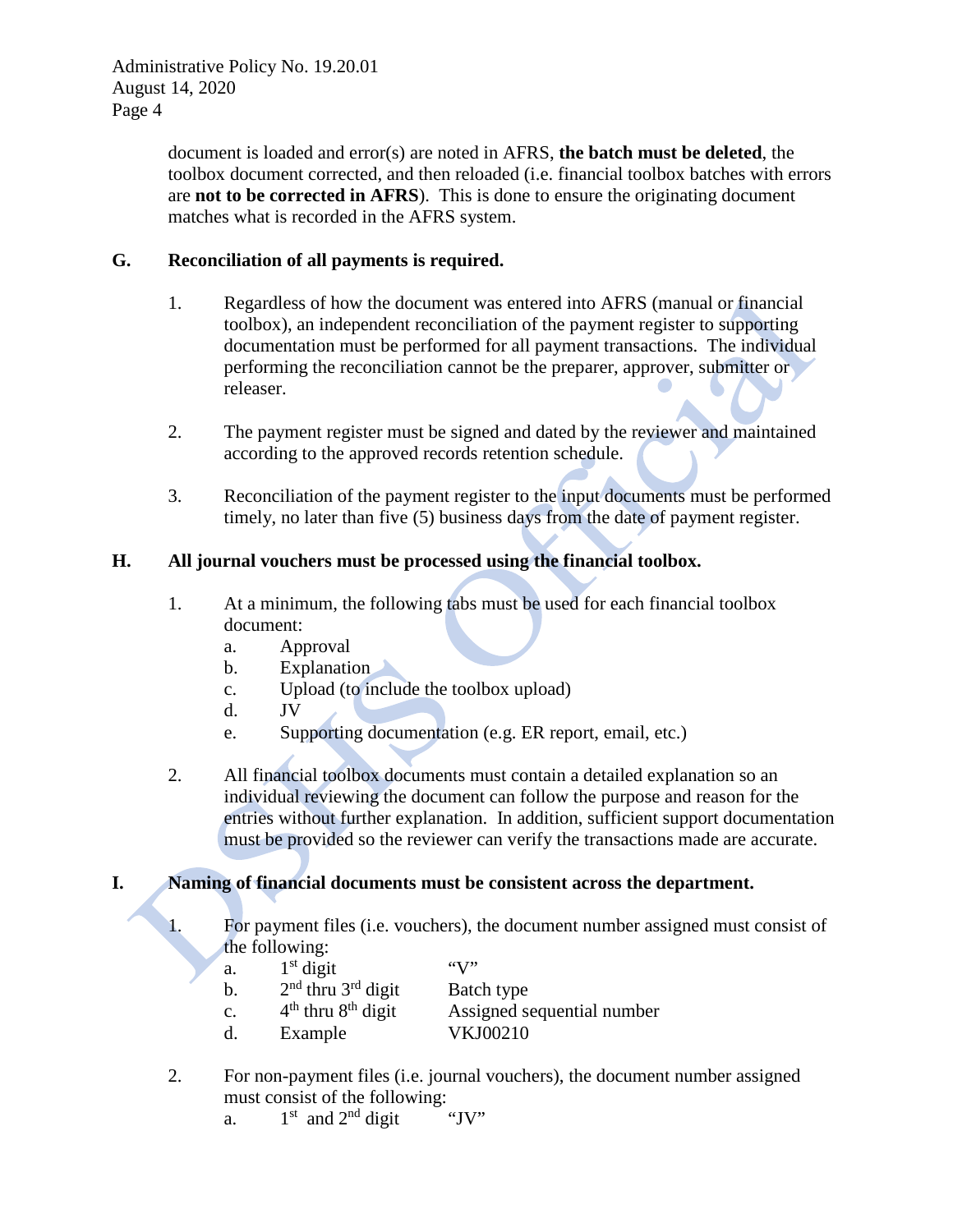document is loaded and error(s) are noted in AFRS, **the batch must be deleted**, the toolbox document corrected, and then reloaded (i.e. financial toolbox batches with errors are **not to be corrected in AFRS**). This is done to ensure the originating document matches what is recorded in the AFRS system.

**G. Reconciliation of all payments is required.**

1. Regardless of how the document was entered into AFRS (manual or financial toolbox), an independent reconciliation of the payment register to supporting documentation must be performed for all payment transactions. The individual performing the reconciliation cannot be the preparer, approver, submitter or releaser.

2. The payment register must be signed and dated by the reviewer and maintained according to the approved records retention schedule.

3. Reconciliation of the payment register to the input documents must be performed timely, no later than five (5) business days from the date of payment register.

**H. All journal vouchers must be processed using the financial toolbox.**

1. At a minimum, the following tabs must be used for each financial toolbox document:
   a. Approval
   b. Explanation
   c. Upload (to include the toolbox upload)
   d. JV
   e. Supporting documentation (e.g. ER report, email, etc.)

2. All financial toolbox documents must contain a detailed explanation so an individual reviewing the document can follow the purpose and reason for the entries without further explanation. In addition, sufficient support documentation must be provided so the reviewer can verify the transactions made are accurate.

**I. Naming of financial documents must be consistent across the department.**

1. For payment files (i.e. vouchers), the document number assigned must consist of the following:
   a. 1st digit — "V"
   b. 2nd thru 3rd digit — Batch type
   c. 4th thru 8th digit — Assigned sequential number
   d. Example — VKJ00210

2. For non-payment files (i.e. journal vouchers), the document number assigned must consist of the following:
   a. 1st and 2nd digit — "JV"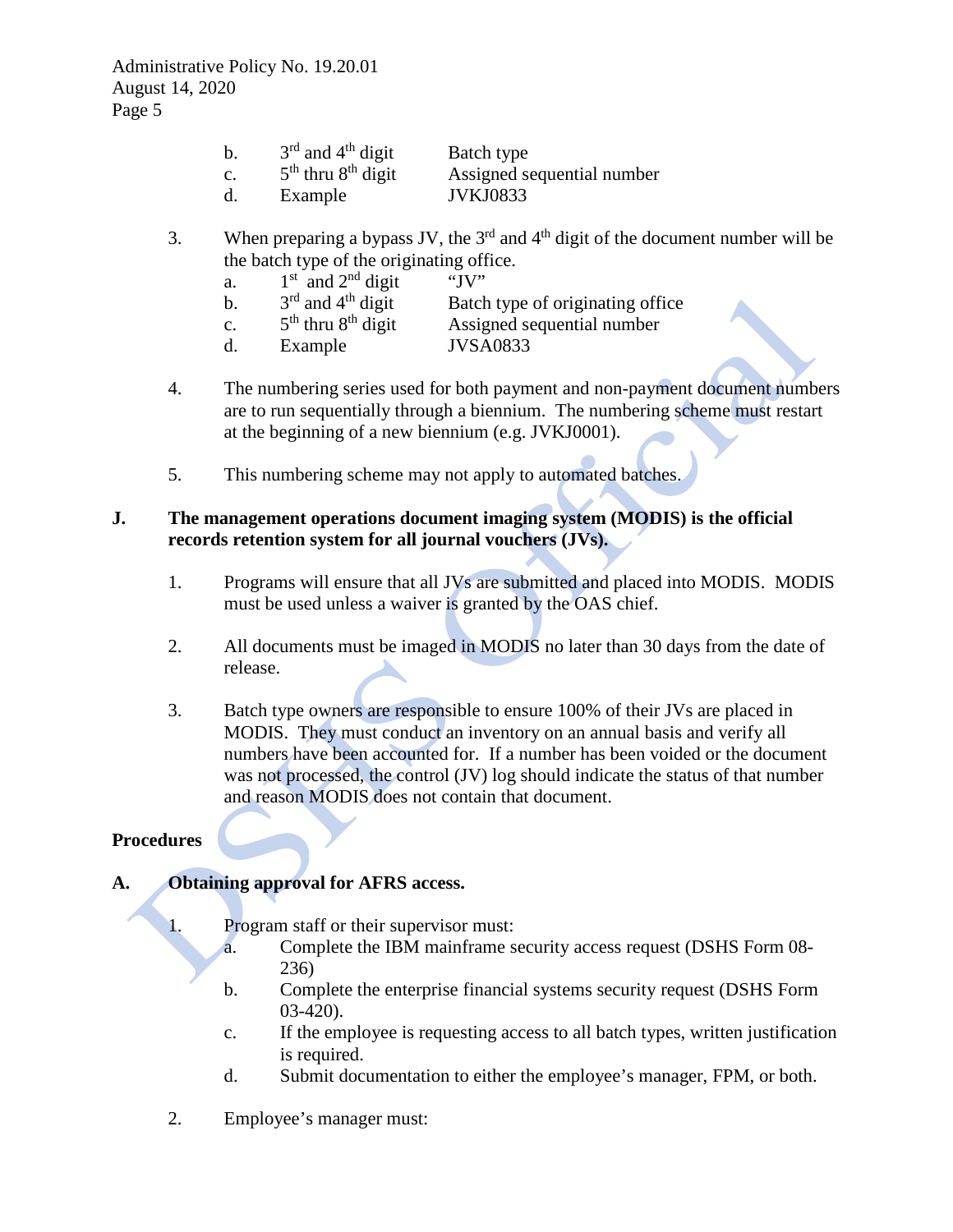b. 3rd and 4th digit — Batch type
c. 5th thru 8th digit — Assigned sequential number
d. Example — JVKJ0833

3. When preparing a bypass JV, the 3rd and 4th digit of the document number will be the batch type of the originating office.
   a. 1st and 2nd digit — "JV"
   b. 3rd and 4th digit — Batch type of originating office
   c. 5th thru 8th digit — Assigned sequential number
   d. Example — JVSA0833

4. The numbering series used for both payment and non-payment document numbers are to run sequentially through a biennium. The numbering scheme must restart at the beginning of a new biennium (e.g. JVKJ0001).

5. This numbering scheme may not apply to automated batches.

**J. The management operations document imaging system (MODIS) is the official records retention system for all journal vouchers (JVs).**

1. Programs will ensure that all JVs are submitted and placed into MODIS. MODIS must be used unless a waiver is granted by the OAS chief.

2. All documents must be imaged in MODIS no later than 30 days from the date of release.

3. Batch type owners are responsible to ensure 100% of their JVs are placed in MODIS. They must conduct an inventory on an annual basis and verify all numbers have been accounted for. If a number has been voided or the document was not processed, the control (JV) log should indicate the status of that number and reason MODIS does not contain that document.

## Procedures

**A. Obtaining approval for AFRS access.**

1. Program staff or their supervisor must:
   a. Complete the IBM mainframe security access request (DSHS Form 08-236)
   b. Complete the enterprise financial systems security request (DSHS Form 03-420).
   c. If the employee is requesting access to all batch types, written justification is required.
   d. Submit documentation to either the employee's manager, FPM, or both.

2. Employee's manager must: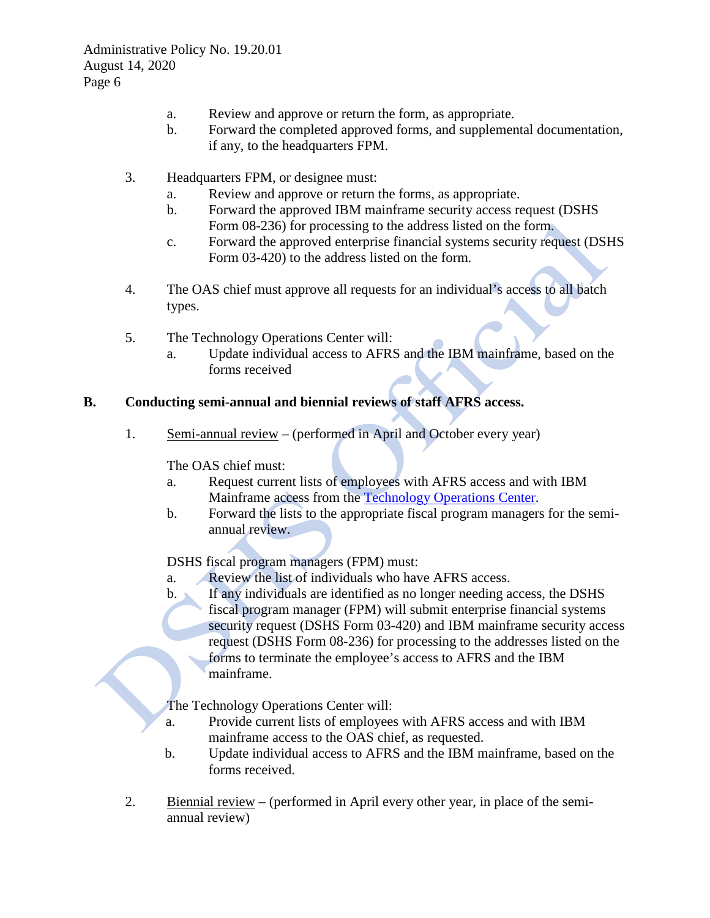a. Review and approve or return the form, as appropriate.
b. Forward the completed approved forms, and supplemental documentation, if any, to the headquarters FPM.

3. Headquarters FPM, or designee must:
   a. Review and approve or return the forms, as appropriate.
   b. Forward the approved IBM mainframe security access request (DSHS Form 08-236) for processing to the address listed on the form.
   c. Forward the approved enterprise financial systems security request (DSHS Form 03-420) to the address listed on the form.

4. The OAS chief must approve all requests for an individual's access to all batch types.

5. The Technology Operations Center will:
   a. Update individual access to AFRS and the IBM mainframe, based on the forms received

## B. Conducting semi-annual and biennial reviews of staff AFRS access.

1. Semi-annual review – (performed in April and October every year)

   The OAS chief must:
   a. Request current lists of employees with AFRS access and with IBM Mainframe access from the [Technology Operations Center](#).
   b. Forward the lists to the appropriate fiscal program managers for the semi-annual review.

   DSHS fiscal program managers (FPM) must:
   a. Review the list of individuals who have AFRS access.
   b. If any individuals are identified as no longer needing access, the DSHS fiscal program manager (FPM) will submit enterprise financial systems security request (DSHS Form 03-420) and IBM mainframe security access request (DSHS Form 08-236) for processing to the addresses listed on the forms to terminate the employee's access to AFRS and the IBM mainframe.

   The Technology Operations Center will:
   a. Provide current lists of employees with AFRS access and with IBM mainframe access to the OAS chief, as requested.
   b. Update individual access to AFRS and the IBM mainframe, based on the forms received.

2. Biennial review – (performed in April every other year, in place of the semi-annual review)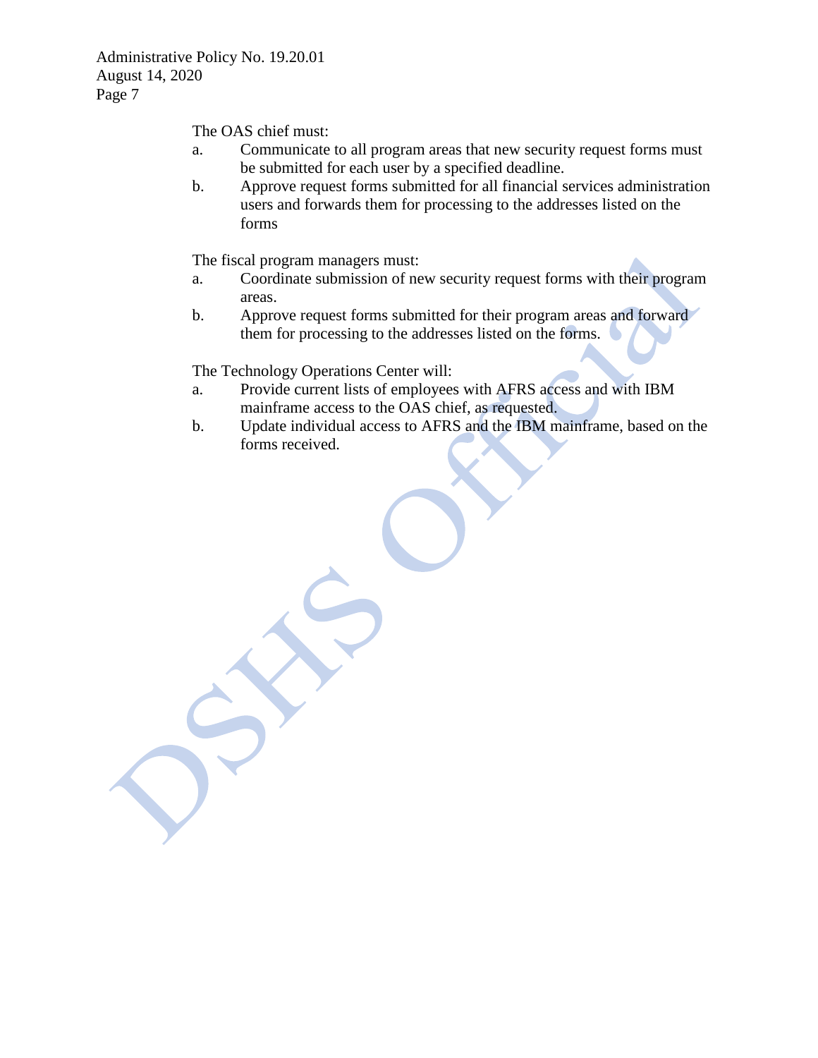The OAS chief must:

a. Communicate to all program areas that new security request forms must be submitted for each user by a specified deadline.
b. Approve request forms submitted for all financial services administration users and forwards them for processing to the addresses listed on the forms

The fiscal program managers must:

a. Coordinate submission of new security request forms with their program areas.
b. Approve request forms submitted for their program areas and forward them for processing to the addresses listed on the forms.

The Technology Operations Center will:

a. Provide current lists of employees with AFRS access and with IBM mainframe access to the OAS chief, as requested.
b. Update individual access to AFRS and the IBM mainframe, based on the forms received.